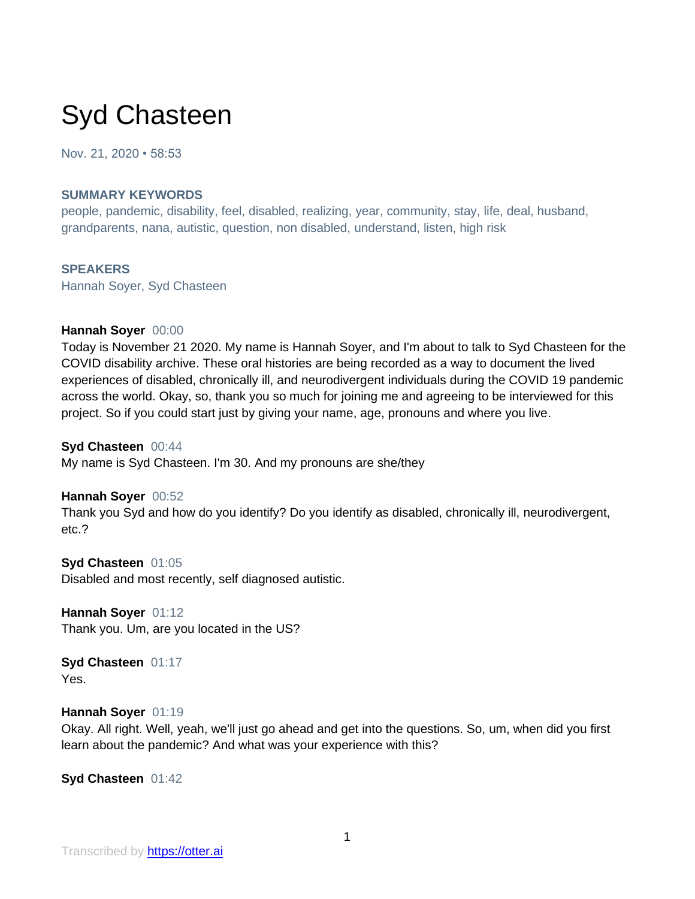# Syd Chasteen

Nov. 21, 2020 • 58:53

**SUMMARY KEYWORDS**

people, pandemic, disability, feel, disabled, realizing, year, community, stay, life, deal, husband, grandparents, nana, autistic, question, non disabled, understand, listen, high risk

**SPEAKERS**

Hannah Soyer, Syd Chasteen

**Hannah Soyer** 00:00

Today is November 21 2020. My name is Hannah Soyer, and I'm about to talk to Syd Chasteen for the COVID disability archive. These oral histories are being recorded as a way to document the lived experiences of disabled, chronically ill, and neurodivergent individuals during the COVID 19 pandemic across the world. Okay, so, thank you so much for joining me and agreeing to be interviewed for this project. So if you could start just by giving your name, age, pronouns and where you live.

**Syd Chasteen** 00:44

My name is Syd Chasteen. I'm 30. And my pronouns are she/they

**Hannah Soyer** 00:52

Thank you Syd and how do you identify? Do you identify as disabled, chronically ill, neurodivergent, etc.?

**Syd Chasteen** 01:05

Disabled and most recently, self diagnosed autistic.

**Hannah Soyer** 01:12

Thank you. Um, are you located in the US?

**Syd Chasteen** 01:17

Yes.

**Hannah Soyer** 01:19

Okay. All right. Well, yeah, we'll just go ahead and get into the questions. So, um, when did you first learn about the pandemic? And what was your experience with this?

**Syd Chasteen** 01:42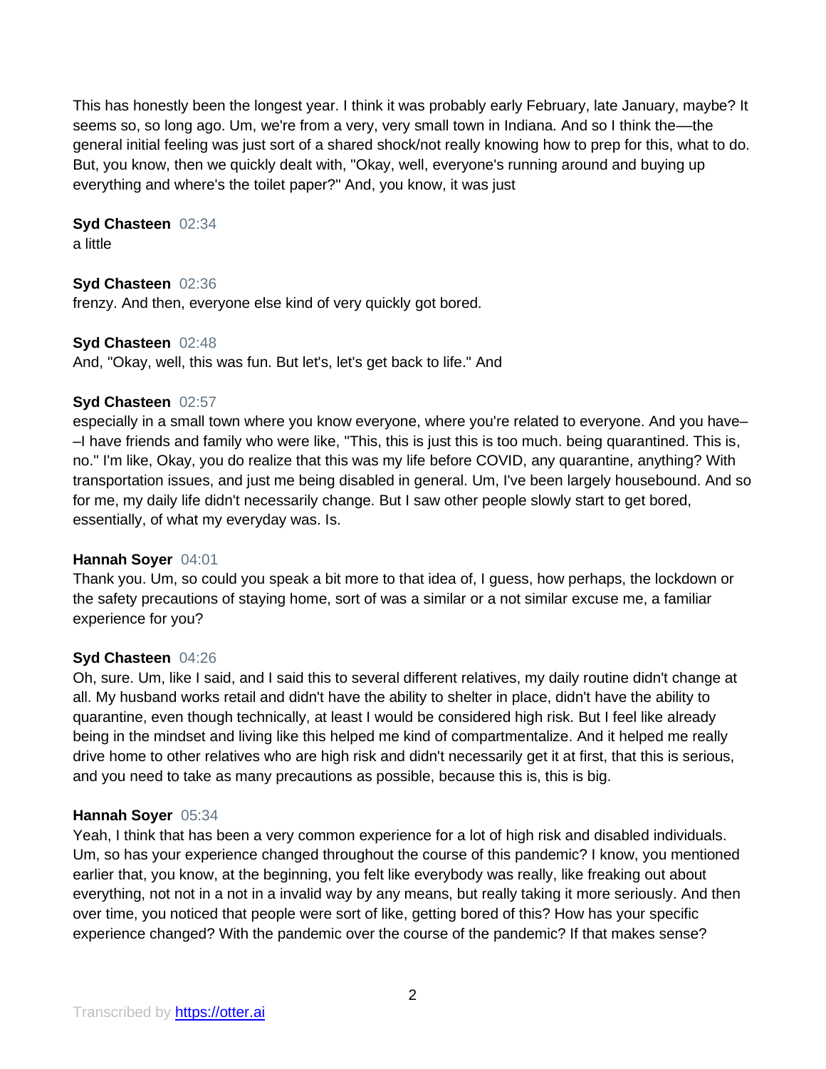This has honestly been the longest year. I think it was probably early February, late January, maybe? It seems so, so long ago. Um, we're from a very, very small town in Indiana. And so I think the—the general initial feeling was just sort of a shared shock/not really knowing how to prep for this, what to do. But, you know, then we quickly dealt with, "Okay, well, everyone's running around and buying up everything and where's the toilet paper?" And, you know, it was just

**Syd Chasteen** 02:34
a little

**Syd Chasteen** 02:36
frenzy. And then, everyone else kind of very quickly got bored.

**Syd Chasteen** 02:48
And, "Okay, well, this was fun. But let's, let's get back to life." And

**Syd Chasteen** 02:57
especially in a small town where you know everyone, where you're related to everyone. And you have––I have friends and family who were like, "This, this is just this is too much. being quarantined. This is, no." I'm like, Okay, you do realize that this was my life before COVID, any quarantine, anything? With transportation issues, and just me being disabled in general. Um, I've been largely housebound. And so for me, my daily life didn't necessarily change. But I saw other people slowly start to get bored, essentially, of what my everyday was. Is.

**Hannah Soyer** 04:01
Thank you. Um, so could you speak a bit more to that idea of, I guess, how perhaps, the lockdown or the safety precautions of staying home, sort of was a similar or a not similar excuse me, a familiar experience for you?

**Syd Chasteen** 04:26
Oh, sure. Um, like I said, and I said this to several different relatives, my daily routine didn't change at all. My husband works retail and didn't have the ability to shelter in place, didn't have the ability to quarantine, even though technically, at least I would be considered high risk. But I feel like already being in the mindset and living like this helped me kind of compartmentalize. And it helped me really drive home to other relatives who are high risk and didn't necessarily get it at first, that this is serious, and you need to take as many precautions as possible, because this is, this is big.

**Hannah Soyer** 05:34
Yeah, I think that has been a very common experience for a lot of high risk and disabled individuals. Um, so has your experience changed throughout the course of this pandemic? I know, you mentioned earlier that, you know, at the beginning, you felt like everybody was really, like freaking out about everything, not not in a not in a invalid way by any means, but really taking it more seriously. And then over time, you noticed that people were sort of like, getting bored of this? How has your specific experience changed? With the pandemic over the course of the pandemic? If that makes sense?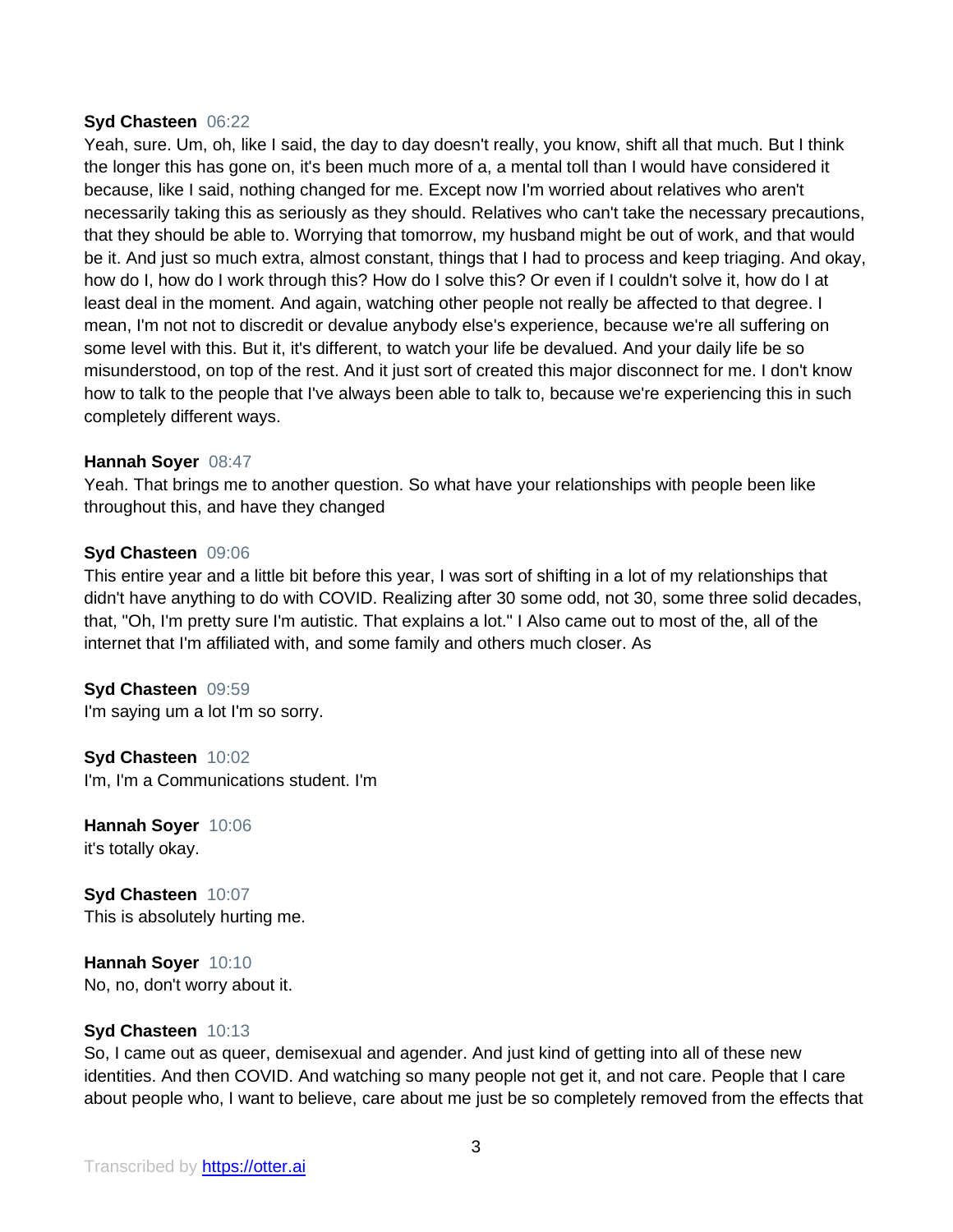**Syd Chasteen** 06:22
Yeah, sure. Um, oh, like I said, the day to day doesn't really, you know, shift all that much. But I think the longer this has gone on, it's been much more of a, a mental toll than I would have considered it because, like I said, nothing changed for me. Except now I'm worried about relatives who aren't necessarily taking this as seriously as they should. Relatives who can't take the necessary precautions, that they should be able to. Worrying that tomorrow, my husband might be out of work, and that would be it. And just so much extra, almost constant, things that I had to process and keep triaging. And okay, how do I, how do I work through this? How do I solve this? Or even if I couldn't solve it, how do I at least deal in the moment. And again, watching other people not really be affected to that degree. I mean, I'm not not to discredit or devalue anybody else's experience, because we're all suffering on some level with this. But it, it's different, to watch your life be devalued. And your daily life be so misunderstood, on top of the rest. And it just sort of created this major disconnect for me. I don't know how to talk to the people that I've always been able to talk to, because we're experiencing this in such completely different ways.

**Hannah Soyer** 08:47
Yeah. That brings me to another question. So what have your relationships with people been like throughout this, and have they changed

**Syd Chasteen** 09:06
This entire year and a little bit before this year, I was sort of shifting in a lot of my relationships that didn't have anything to do with COVID. Realizing after 30 some odd, not 30, some three solid decades, that, "Oh, I'm pretty sure I'm autistic. That explains a lot." I Also came out to most of the, all of the internet that I'm affiliated with, and some family and others much closer. As

**Syd Chasteen** 09:59
I'm saying um a lot I'm so sorry.

**Syd Chasteen** 10:02
I'm, I'm a Communications student. I'm

**Hannah Soyer** 10:06
it's totally okay.

**Syd Chasteen** 10:07
This is absolutely hurting me.

**Hannah Soyer** 10:10
No, no, don't worry about it.

**Syd Chasteen** 10:13
So, I came out as queer, demisexual and agender. And just kind of getting into all of these new identities. And then COVID. And watching so many people not get it, and not care. People that I care about people who, I want to believe, care about me just be so completely removed from the effects that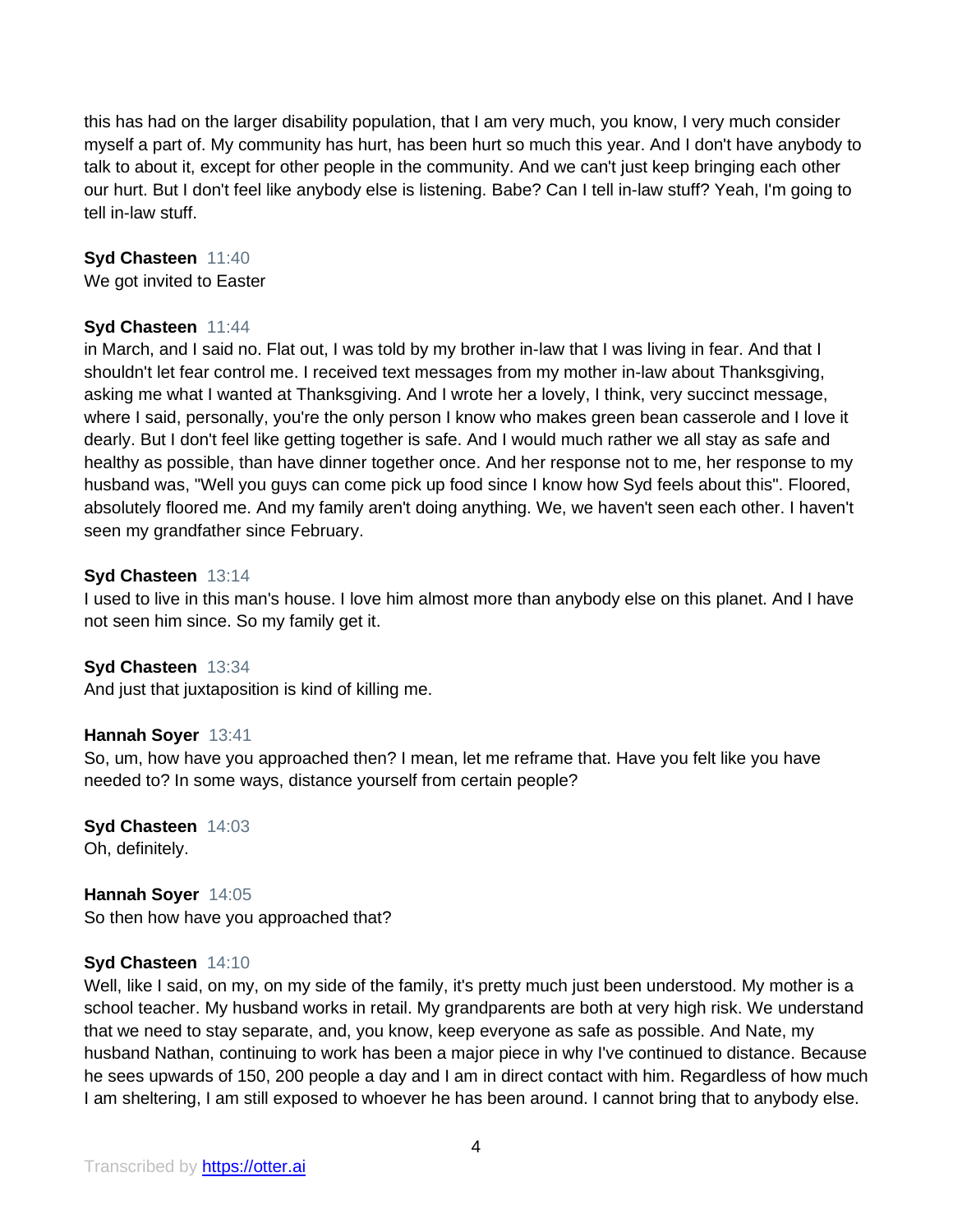this has had on the larger disability population, that I am very much, you know, I very much consider myself a part of. My community has hurt, has been hurt so much this year. And I don't have anybody to talk to about it, except for other people in the community. And we can't just keep bringing each other our hurt. But I don't feel like anybody else is listening. Babe? Can I tell in-law stuff? Yeah, I'm going to tell in-law stuff.

**Syd Chasteen** 11:40
We got invited to Easter

**Syd Chasteen** 11:44
in March, and I said no. Flat out, I was told by my brother in-law that I was living in fear. And that I shouldn't let fear control me. I received text messages from my mother in-law about Thanksgiving, asking me what I wanted at Thanksgiving. And I wrote her a lovely, I think, very succinct message, where I said, personally, you're the only person I know who makes green bean casserole and I love it dearly. But I don't feel like getting together is safe. And I would much rather we all stay as safe and healthy as possible, than have dinner together once. And her response not to me, her response to my husband was, "Well you guys can come pick up food since I know how Syd feels about this". Floored, absolutely floored me. And my family aren't doing anything. We, we haven't seen each other. I haven't seen my grandfather since February.

**Syd Chasteen** 13:14
I used to live in this man's house. I love him almost more than anybody else on this planet. And I have not seen him since. So my family get it.

**Syd Chasteen** 13:34
And just that juxtaposition is kind of killing me.

**Hannah Soyer** 13:41
So, um, how have you approached then? I mean, let me reframe that. Have you felt like you have needed to? In some ways, distance yourself from certain people?

**Syd Chasteen** 14:03
Oh, definitely.

**Hannah Soyer** 14:05
So then how have you approached that?

**Syd Chasteen** 14:10
Well, like I said, on my, on my side of the family, it's pretty much just been understood. My mother is a school teacher. My husband works in retail. My grandparents are both at very high risk. We understand that we need to stay separate, and, you know, keep everyone as safe as possible. And Nate, my husband Nathan, continuing to work has been a major piece in why I've continued to distance. Because he sees upwards of 150, 200 people a day and I am in direct contact with him. Regardless of how much I am sheltering, I am still exposed to whoever he has been around. I cannot bring that to anybody else.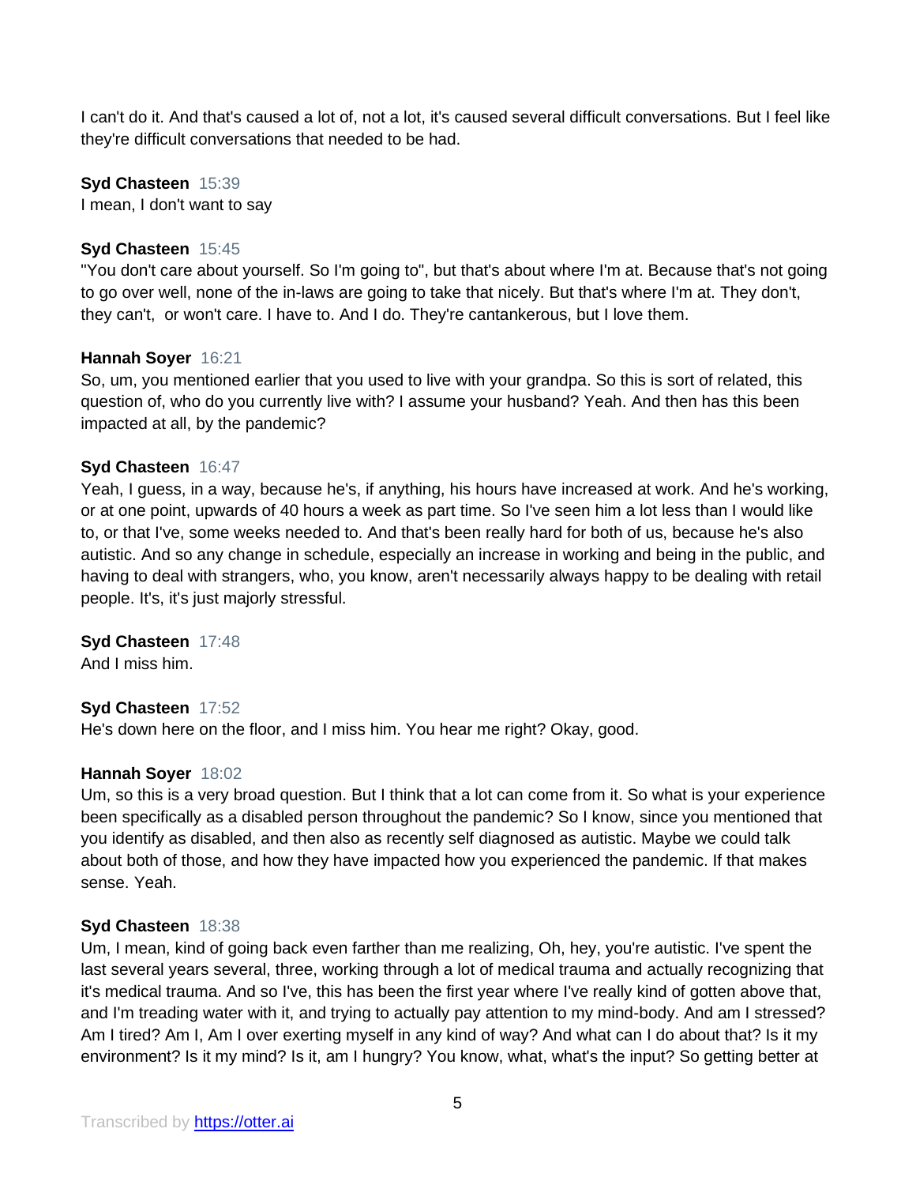I can't do it. And that's caused a lot of, not a lot, it's caused several difficult conversations. But I feel like they're difficult conversations that needed to be had.

**Syd Chasteen** 15:39
I mean, I don't want to say

**Syd Chasteen** 15:45
"You don't care about yourself. So I'm going to", but that's about where I'm at. Because that's not going to go over well, none of the in-laws are going to take that nicely. But that's where I'm at. They don't, they can't, or won't care. I have to. And I do. They're cantankerous, but I love them.

**Hannah Soyer** 16:21
So, um, you mentioned earlier that you used to live with your grandpa. So this is sort of related, this question of, who do you currently live with? I assume your husband? Yeah. And then has this been impacted at all, by the pandemic?

**Syd Chasteen** 16:47
Yeah, I guess, in a way, because he's, if anything, his hours have increased at work. And he's working, or at one point, upwards of 40 hours a week as part time. So I've seen him a lot less than I would like to, or that I've, some weeks needed to. And that's been really hard for both of us, because he's also autistic. And so any change in schedule, especially an increase in working and being in the public, and having to deal with strangers, who, you know, aren't necessarily always happy to be dealing with retail people. It's, it's just majorly stressful.

**Syd Chasteen** 17:48
And I miss him.

**Syd Chasteen** 17:52
He's down here on the floor, and I miss him. You hear me right? Okay, good.

**Hannah Soyer** 18:02
Um, so this is a very broad question. But I think that a lot can come from it. So what is your experience been specifically as a disabled person throughout the pandemic? So I know, since you mentioned that you identify as disabled, and then also as recently self diagnosed as autistic. Maybe we could talk about both of those, and how they have impacted how you experienced the pandemic. If that makes sense. Yeah.

**Syd Chasteen** 18:38
Um, I mean, kind of going back even farther than me realizing, Oh, hey, you're autistic. I've spent the last several years several, three, working through a lot of medical trauma and actually recognizing that it's medical trauma. And so I've, this has been the first year where I've really kind of gotten above that, and I'm treading water with it, and trying to actually pay attention to my mind-body. And am I stressed? Am I tired? Am I, Am I over exerting myself in any kind of way? And what can I do about that? Is it my environment? Is it my mind? Is it, am I hungry? You know, what, what's the input? So getting better at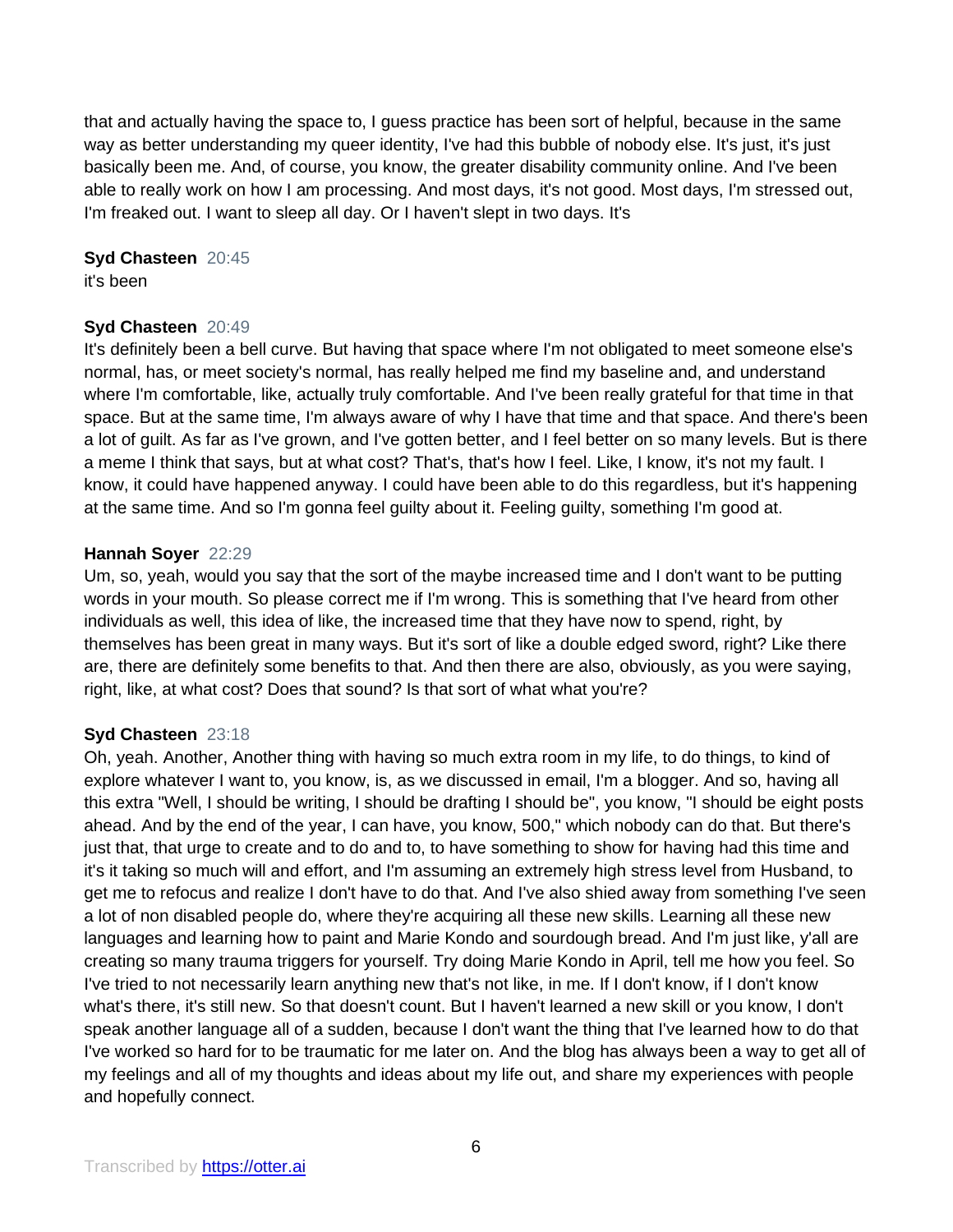that and actually having the space to, I guess practice has been sort of helpful, because in the same way as better understanding my queer identity, I've had this bubble of nobody else. It's just, it's just basically been me. And, of course, you know, the greater disability community online. And I've been able to really work on how I am processing. And most days, it's not good. Most days, I'm stressed out, I'm freaked out. I want to sleep all day. Or I haven't slept in two days. It's

**Syd Chasteen** 20:45
it's been

**Syd Chasteen** 20:49
It's definitely been a bell curve. But having that space where I'm not obligated to meet someone else's normal, has, or meet society's normal, has really helped me find my baseline and, and understand where I'm comfortable, like, actually truly comfortable. And I've been really grateful for that time in that space. But at the same time, I'm always aware of why I have that time and that space. And there's been a lot of guilt. As far as I've grown, and I've gotten better, and I feel better on so many levels. But is there a meme I think that says, but at what cost? That's, that's how I feel. Like, I know, it's not my fault. I know, it could have happened anyway. I could have been able to do this regardless, but it's happening at the same time. And so I'm gonna feel guilty about it. Feeling guilty, something I'm good at.

**Hannah Soyer** 22:29
Um, so, yeah, would you say that the sort of the maybe increased time and I don't want to be putting words in your mouth. So please correct me if I'm wrong. This is something that I've heard from other individuals as well, this idea of like, the increased time that they have now to spend, right, by themselves has been great in many ways. But it's sort of like a double edged sword, right? Like there are, there are definitely some benefits to that. And then there are also, obviously, as you were saying, right, like, at what cost? Does that sound? Is that sort of what what you're?

**Syd Chasteen** 23:18
Oh, yeah. Another, Another thing with having so much extra room in my life, to do things, to kind of explore whatever I want to, you know, is, as we discussed in email, I'm a blogger. And so, having all this extra "Well, I should be writing, I should be drafting I should be", you know, "I should be eight posts ahead. And by the end of the year, I can have, you know, 500," which nobody can do that. But there's just that, that urge to create and to do and to, to have something to show for having had this time and it's it taking so much will and effort, and I'm assuming an extremely high stress level from Husband, to get me to refocus and realize I don't have to do that. And I've also shied away from something I've seen a lot of non disabled people do, where they're acquiring all these new skills. Learning all these new languages and learning how to paint and Marie Kondo and sourdough bread. And I'm just like, y'all are creating so many trauma triggers for yourself. Try doing Marie Kondo in April, tell me how you feel. So I've tried to not necessarily learn anything new that's not like, in me. If I don't know, if I don't know what's there, it's still new. So that doesn't count. But I haven't learned a new skill or you know, I don't speak another language all of a sudden, because I don't want the thing that I've learned how to do that I've worked so hard for to be traumatic for me later on. And the blog has always been a way to get all of my feelings and all of my thoughts and ideas about my life out, and share my experiences with people and hopefully connect.

Transcribed by https://otter.ai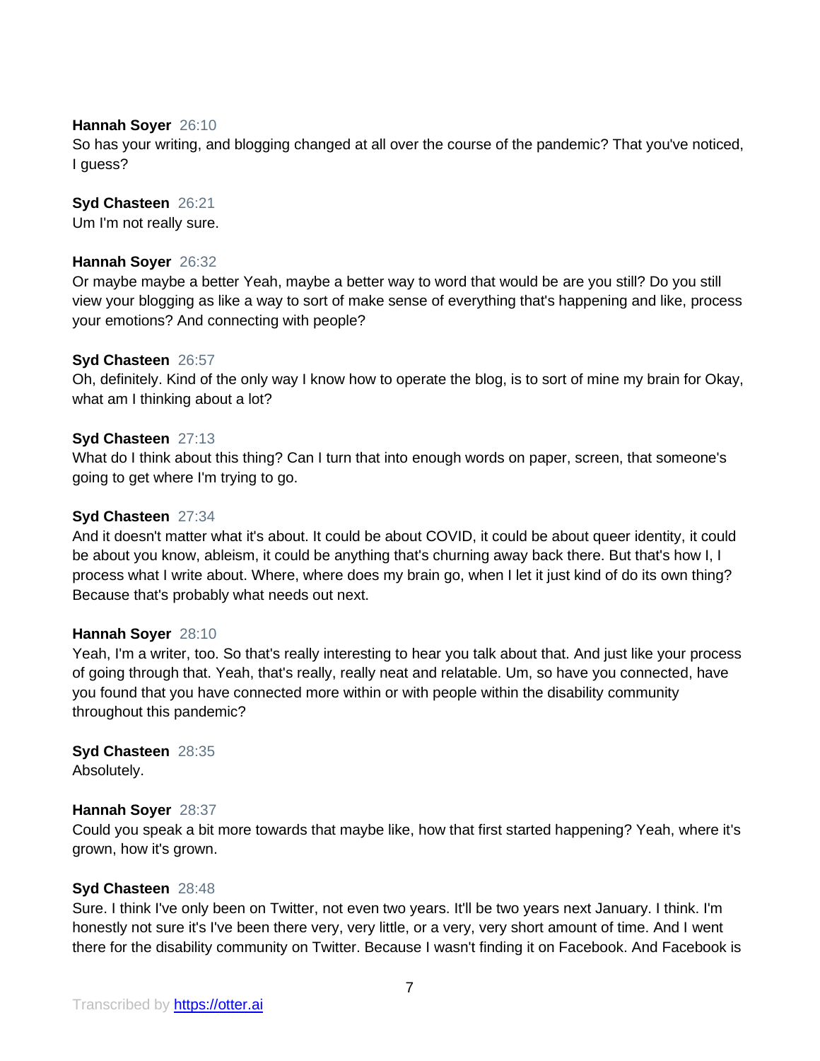**Hannah Soyer** 26:10
So has your writing, and blogging changed at all over the course of the pandemic? That you've noticed, I guess?

**Syd Chasteen** 26:21
Um I'm not really sure.

**Hannah Soyer** 26:32
Or maybe maybe a better Yeah, maybe a better way to word that would be are you still? Do you still view your blogging as like a way to sort of make sense of everything that's happening and like, process your emotions? And connecting with people?

**Syd Chasteen** 26:57
Oh, definitely. Kind of the only way I know how to operate the blog, is to sort of mine my brain for Okay, what am I thinking about a lot?

**Syd Chasteen** 27:13
What do I think about this thing? Can I turn that into enough words on paper, screen, that someone's going to get where I'm trying to go.

**Syd Chasteen** 27:34
And it doesn't matter what it's about. It could be about COVID, it could be about queer identity, it could be about you know, ableism, it could be anything that's churning away back there. But that's how I, I process what I write about. Where, where does my brain go, when I let it just kind of do its own thing? Because that's probably what needs out next.

**Hannah Soyer** 28:10
Yeah, I'm a writer, too. So that's really interesting to hear you talk about that. And just like your process of going through that. Yeah, that's really, really neat and relatable. Um, so have you connected, have you found that you have connected more within or with people within the disability community throughout this pandemic?

**Syd Chasteen** 28:35
Absolutely.

**Hannah Soyer** 28:37
Could you speak a bit more towards that maybe like, how that first started happening? Yeah, where it's grown, how it's grown.

**Syd Chasteen** 28:48
Sure. I think I've only been on Twitter, not even two years. It'll be two years next January. I think. I'm honestly not sure it's I've been there very, very little, or a very, very short amount of time. And I went there for the disability community on Twitter. Because I wasn't finding it on Facebook. And Facebook is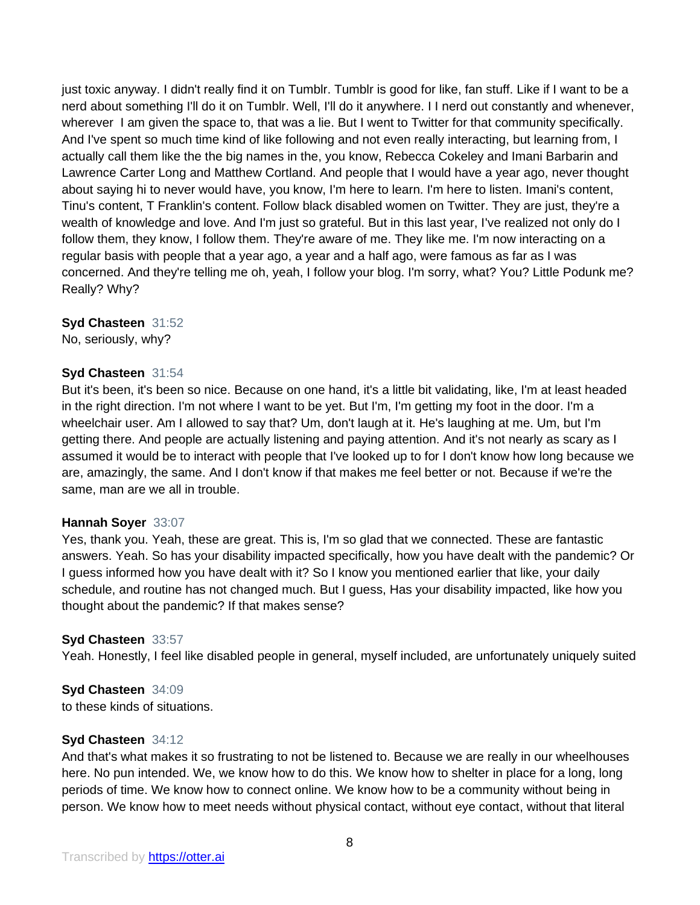just toxic anyway. I didn't really find it on Tumblr. Tumblr is good for like, fan stuff. Like if I want to be a nerd about something I'll do it on Tumblr. Well, I'll do it anywhere. I I nerd out constantly and whenever, wherever I am given the space to, that was a lie. But I went to Twitter for that community specifically. And I've spent so much time kind of like following and not even really interacting, but learning from, I actually call them like the the big names in the, you know, Rebecca Cokeley and Imani Barbarin and Lawrence Carter Long and Matthew Cortland. And people that I would have a year ago, never thought about saying hi to never would have, you know, I'm here to learn. I'm here to listen. Imani's content, Tinu's content, T Franklin's content. Follow black disabled women on Twitter. They are just, they're a wealth of knowledge and love. And I'm just so grateful. But in this last year, I've realized not only do I follow them, they know, I follow them. They're aware of me. They like me. I'm now interacting on a regular basis with people that a year ago, a year and a half ago, were famous as far as I was concerned. And they're telling me oh, yeah, I follow your blog. I'm sorry, what? You? Little Podunk me? Really? Why?

**Syd Chasteen** 31:52
No, seriously, why?

**Syd Chasteen** 31:54
But it's been, it's been so nice. Because on one hand, it's a little bit validating, like, I'm at least headed in the right direction. I'm not where I want to be yet. But I'm, I'm getting my foot in the door. I'm a wheelchair user. Am I allowed to say that? Um, don't laugh at it. He's laughing at me. Um, but I'm getting there. And people are actually listening and paying attention. And it's not nearly as scary as I assumed it would be to interact with people that I've looked up to for I don't know how long because we are, amazingly, the same. And I don't know if that makes me feel better or not. Because if we're the same, man are we all in trouble.

**Hannah Soyer** 33:07
Yes, thank you. Yeah, these are great. This is, I'm so glad that we connected. These are fantastic answers. Yeah. So has your disability impacted specifically, how you have dealt with the pandemic? Or I guess informed how you have dealt with it? So I know you mentioned earlier that like, your daily schedule, and routine has not changed much. But I guess, Has your disability impacted, like how you thought about the pandemic? If that makes sense?

**Syd Chasteen** 33:57
Yeah. Honestly, I feel like disabled people in general, myself included, are unfortunately uniquely suited

**Syd Chasteen** 34:09
to these kinds of situations.

**Syd Chasteen** 34:12
And that's what makes it so frustrating to not be listened to. Because we are really in our wheelhouses here. No pun intended. We, we know how to do this. We know how to shelter in place for a long, long periods of time. We know how to connect online. We know how to be a community without being in person. We know how to meet needs without physical contact, without eye contact, without that literal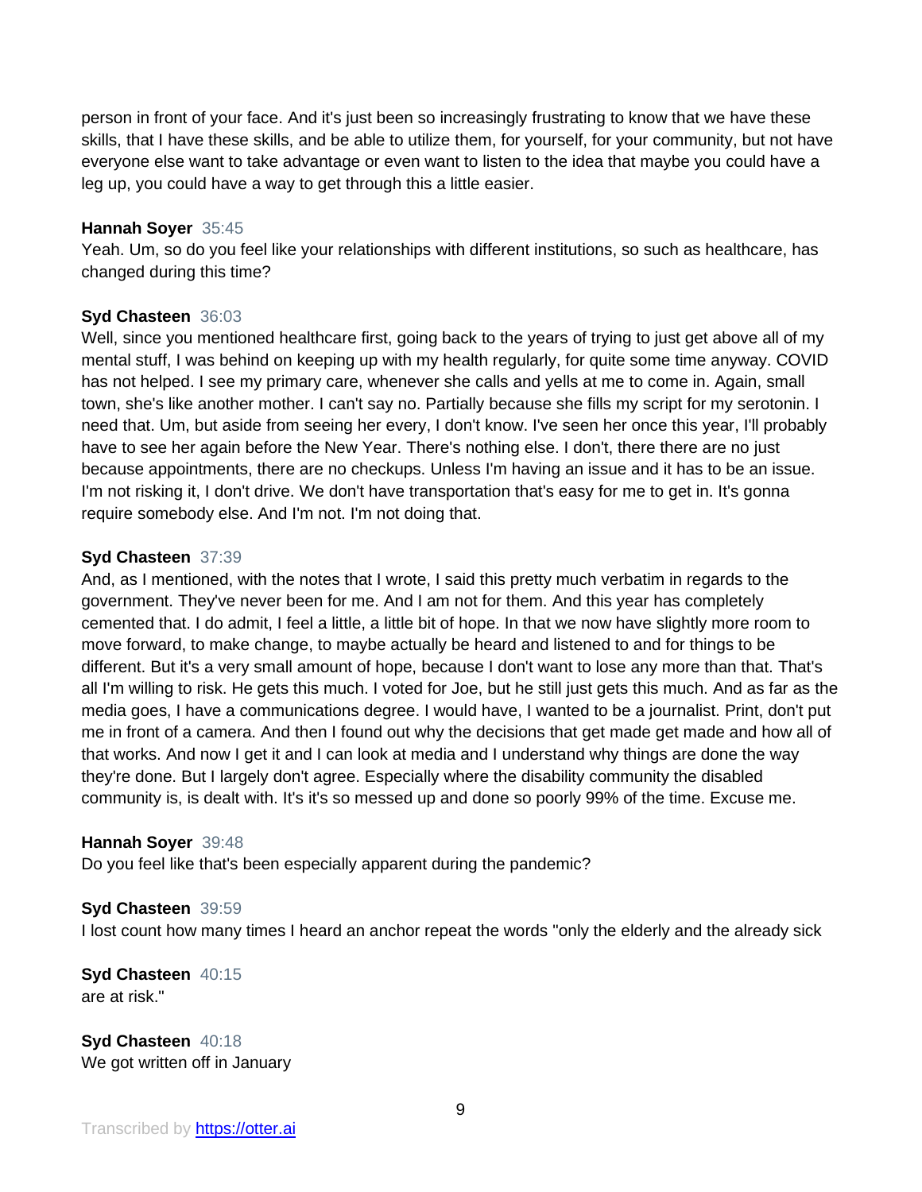person in front of your face. And it's just been so increasingly frustrating to know that we have these skills, that I have these skills, and be able to utilize them, for yourself, for your community, but not have everyone else want to take advantage or even want to listen to the idea that maybe you could have a leg up, you could have a way to get through this a little easier.

**Hannah Soyer** 35:45
Yeah. Um, so do you feel like your relationships with different institutions, so such as healthcare, has changed during this time?

**Syd Chasteen** 36:03
Well, since you mentioned healthcare first, going back to the years of trying to just get above all of my mental stuff, I was behind on keeping up with my health regularly, for quite some time anyway. COVID has not helped. I see my primary care, whenever she calls and yells at me to come in. Again, small town, she's like another mother. I can't say no. Partially because she fills my script for my serotonin. I need that. Um, but aside from seeing her every, I don't know. I've seen her once this year, I'll probably have to see her again before the New Year. There's nothing else. I don't, there there are no just because appointments, there are no checkups. Unless I'm having an issue and it has to be an issue. I'm not risking it, I don't drive. We don't have transportation that's easy for me to get in. It's gonna require somebody else. And I'm not. I'm not doing that.

**Syd Chasteen** 37:39
And, as I mentioned, with the notes that I wrote, I said this pretty much verbatim in regards to the government. They've never been for me. And I am not for them. And this year has completely cemented that. I do admit, I feel a little, a little bit of hope. In that we now have slightly more room to move forward, to make change, to maybe actually be heard and listened to and for things to be different. But it's a very small amount of hope, because I don't want to lose any more than that. That's all I'm willing to risk. He gets this much. I voted for Joe, but he still just gets this much. And as far as the media goes, I have a communications degree. I would have, I wanted to be a journalist. Print, don't put me in front of a camera. And then I found out why the decisions that get made get made and how all of that works. And now I get it and I can look at media and I understand why things are done the way they're done. But I largely don't agree. Especially where the disability community the disabled community is, is dealt with. It's it's so messed up and done so poorly 99% of the time. Excuse me.

**Hannah Soyer** 39:48
Do you feel like that's been especially apparent during the pandemic?

**Syd Chasteen** 39:59
I lost count how many times I heard an anchor repeat the words "only the elderly and the already sick

**Syd Chasteen** 40:15
are at risk."

**Syd Chasteen** 40:18
We got written off in January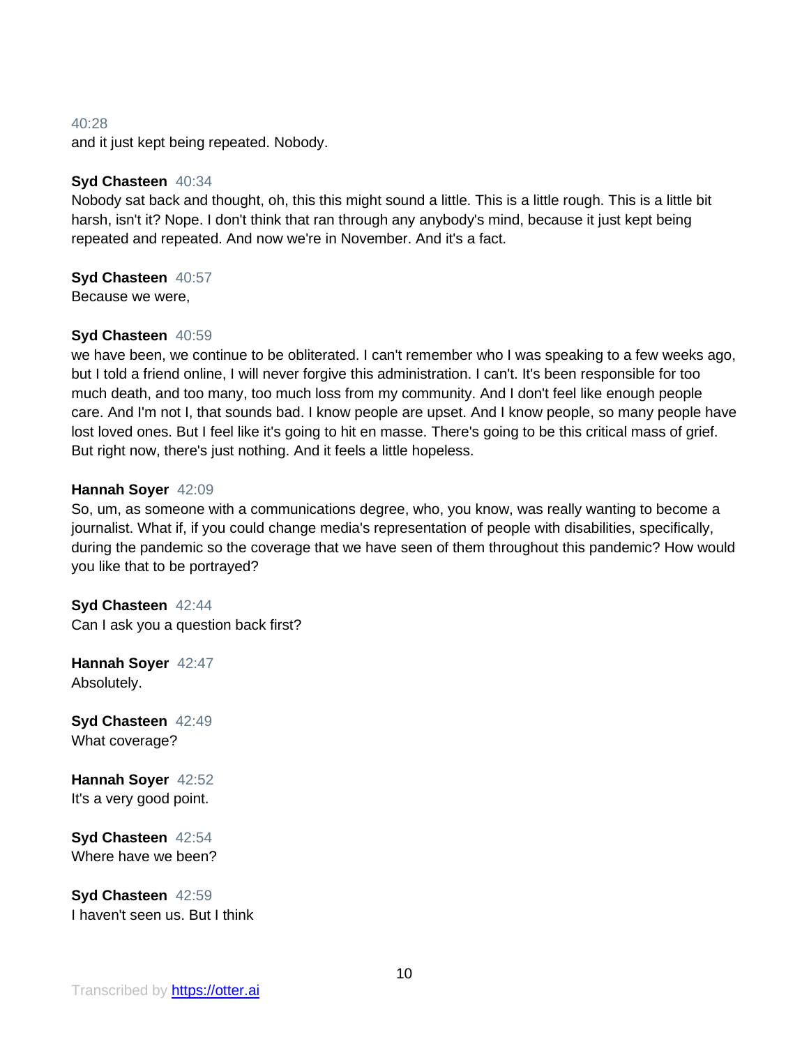40:28
and it just kept being repeated. Nobody.

**Syd Chasteen** 40:34
Nobody sat back and thought, oh, this this might sound a little. This is a little rough. This is a little bit harsh, isn't it? Nope. I don't think that ran through any anybody's mind, because it just kept being repeated and repeated. And now we're in November. And it's a fact.

**Syd Chasteen** 40:57
Because we were,

**Syd Chasteen** 40:59
we have been, we continue to be obliterated. I can't remember who I was speaking to a few weeks ago, but I told a friend online, I will never forgive this administration. I can't. It's been responsible for too much death, and too many, too much loss from my community. And I don't feel like enough people care. And I'm not I, that sounds bad. I know people are upset. And I know people, so many people have lost loved ones. But I feel like it's going to hit en masse. There's going to be this critical mass of grief. But right now, there's just nothing. And it feels a little hopeless.

**Hannah Soyer** 42:09
So, um, as someone with a communications degree, who, you know, was really wanting to become a journalist. What if, if you could change media's representation of people with disabilities, specifically, during the pandemic so the coverage that we have seen of them throughout this pandemic? How would you like that to be portrayed?

**Syd Chasteen** 42:44
Can I ask you a question back first?

**Hannah Soyer** 42:47
Absolutely.

**Syd Chasteen** 42:49
What coverage?

**Hannah Soyer** 42:52
It's a very good point.

**Syd Chasteen** 42:54
Where have we been?

**Syd Chasteen** 42:59
I haven't seen us. But I think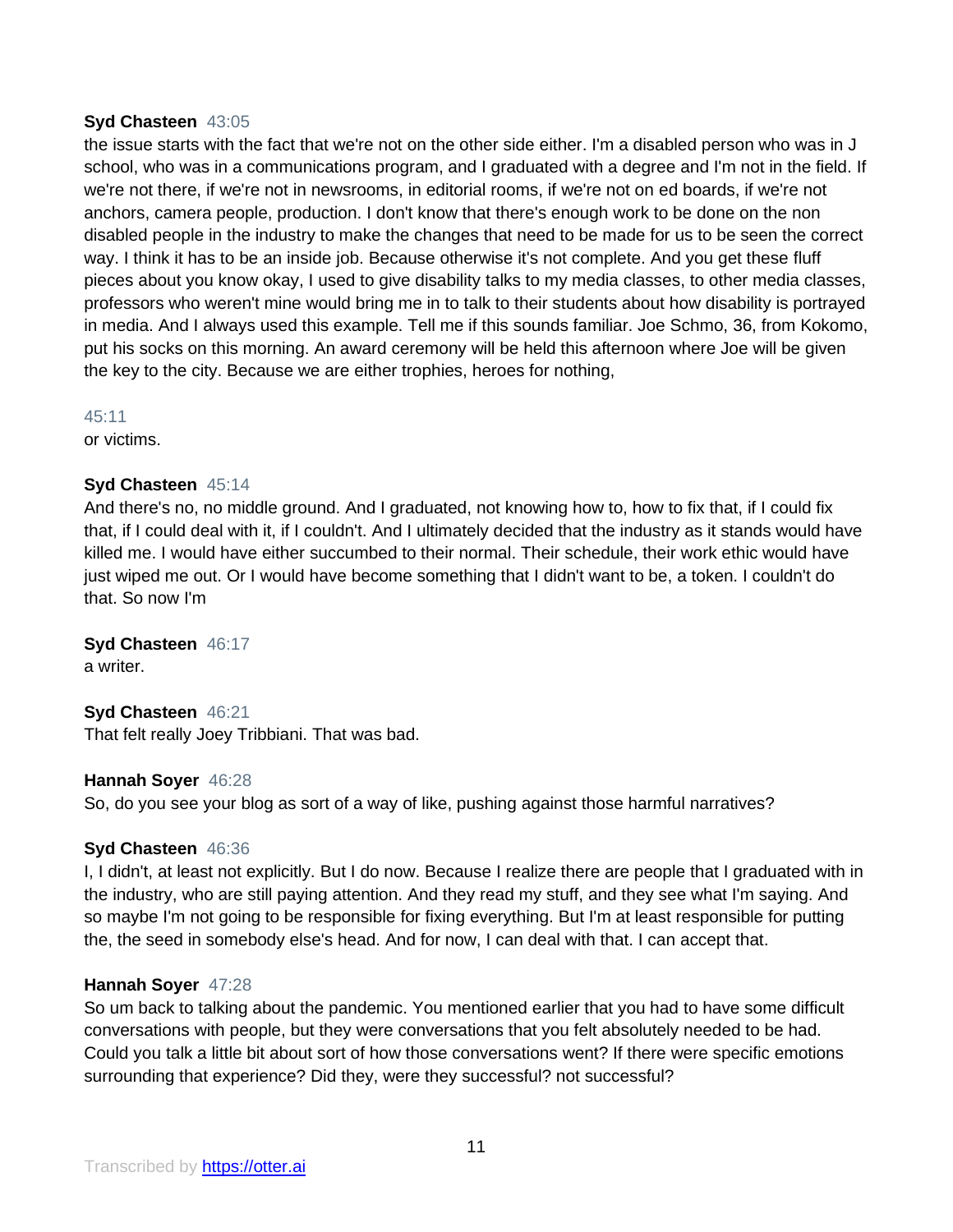**Syd Chasteen** 43:05
the issue starts with the fact that we're not on the other side either. I'm a disabled person who was in J school, who was in a communications program, and I graduated with a degree and I'm not in the field. If we're not there, if we're not in newsrooms, in editorial rooms, if we're not on ed boards, if we're not anchors, camera people, production. I don't know that there's enough work to be done on the non disabled people in the industry to make the changes that need to be made for us to be seen the correct way. I think it has to be an inside job. Because otherwise it's not complete. And you get these fluff pieces about you know okay, I used to give disability talks to my media classes, to other media classes, professors who weren't mine would bring me in to talk to their students about how disability is portrayed in media. And I always used this example. Tell me if this sounds familiar. Joe Schmo, 36, from Kokomo, put his socks on this morning. An award ceremony will be held this afternoon where Joe will be given the key to the city. Because we are either trophies, heroes for nothing,

45:11
or victims.

**Syd Chasteen** 45:14
And there's no, no middle ground. And I graduated, not knowing how to, how to fix that, if I could fix that, if I could deal with it, if I couldn't. And I ultimately decided that the industry as it stands would have killed me. I would have either succumbed to their normal. Their schedule, their work ethic would have just wiped me out. Or I would have become something that I didn't want to be, a token. I couldn't do that. So now I'm

**Syd Chasteen** 46:17
a writer.

**Syd Chasteen** 46:21
That felt really Joey Tribbiani. That was bad.

**Hannah Soyer** 46:28
So, do you see your blog as sort of a way of like, pushing against those harmful narratives?

**Syd Chasteen** 46:36
I, I didn't, at least not explicitly. But I do now. Because I realize there are people that I graduated with in the industry, who are still paying attention. And they read my stuff, and they see what I'm saying. And so maybe I'm not going to be responsible for fixing everything. But I'm at least responsible for putting the, the seed in somebody else's head. And for now, I can deal with that. I can accept that.

**Hannah Soyer** 47:28
So um back to talking about the pandemic. You mentioned earlier that you had to have some difficult conversations with people, but they were conversations that you felt absolutely needed to be had. Could you talk a little bit about sort of how those conversations went? If there were specific emotions surrounding that experience? Did they, were they successful? not successful?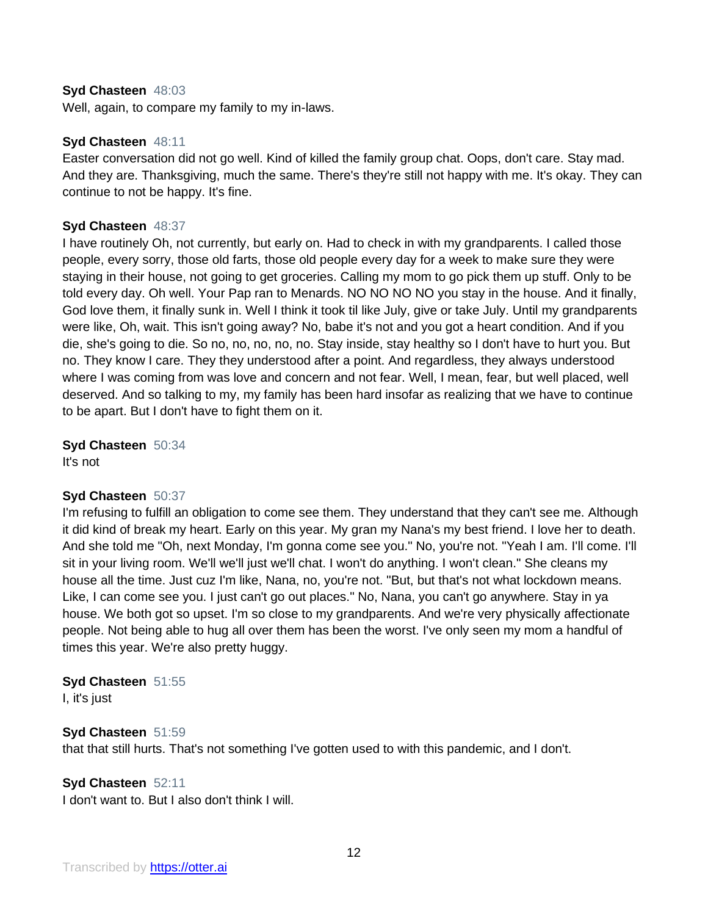**Syd Chasteen** 48:03
Well, again, to compare my family to my in-laws.

**Syd Chasteen** 48:11
Easter conversation did not go well. Kind of killed the family group chat. Oops, don't care. Stay mad. And they are. Thanksgiving, much the same. There's they're still not happy with me. It's okay. They can continue to not be happy. It's fine.

**Syd Chasteen** 48:37
I have routinely Oh, not currently, but early on. Had to check in with my grandparents. I called those people, every sorry, those old farts, those old people every day for a week to make sure they were staying in their house, not going to get groceries. Calling my mom to go pick them up stuff. Only to be told every day. Oh well. Your Pap ran to Menards. NO NO NO NO you stay in the house. And it finally, God love them, it finally sunk in. Well I think it took til like July, give or take July. Until my grandparents were like, Oh, wait. This isn't going away? No, babe it's not and you got a heart condition. And if you die, she's going to die. So no, no, no, no, no. Stay inside, stay healthy so I don't have to hurt you. But no. They know I care. They they understood after a point. And regardless, they always understood where I was coming from was love and concern and not fear. Well, I mean, fear, but well placed, well deserved. And so talking to my, my family has been hard insofar as realizing that we have to continue to be apart. But I don't have to fight them on it.

**Syd Chasteen** 50:34
It's not

**Syd Chasteen** 50:37
I'm refusing to fulfill an obligation to come see them. They understand that they can't see me. Although it did kind of break my heart. Early on this year. My gran my Nana's my best friend. I love her to death. And she told me "Oh, next Monday, I'm gonna come see you." No, you're not. "Yeah I am. I'll come. I'll sit in your living room. We'll we'll just we'll chat. I won't do anything. I won't clean." She cleans my house all the time. Just cuz I'm like, Nana, no, you're not. "But, but that's not what lockdown means. Like, I can come see you. I just can't go out places." No, Nana, you can't go anywhere. Stay in ya house. We both got so upset. I'm so close to my grandparents. And we're very physically affectionate people. Not being able to hug all over them has been the worst. I've only seen my mom a handful of times this year. We're also pretty huggy.

**Syd Chasteen** 51:55
I, it's just

**Syd Chasteen** 51:59
that that still hurts. That's not something I've gotten used to with this pandemic, and I don't.

**Syd Chasteen** 52:11
I don't want to. But I also don't think I will.

Transcribed by https://otter.ai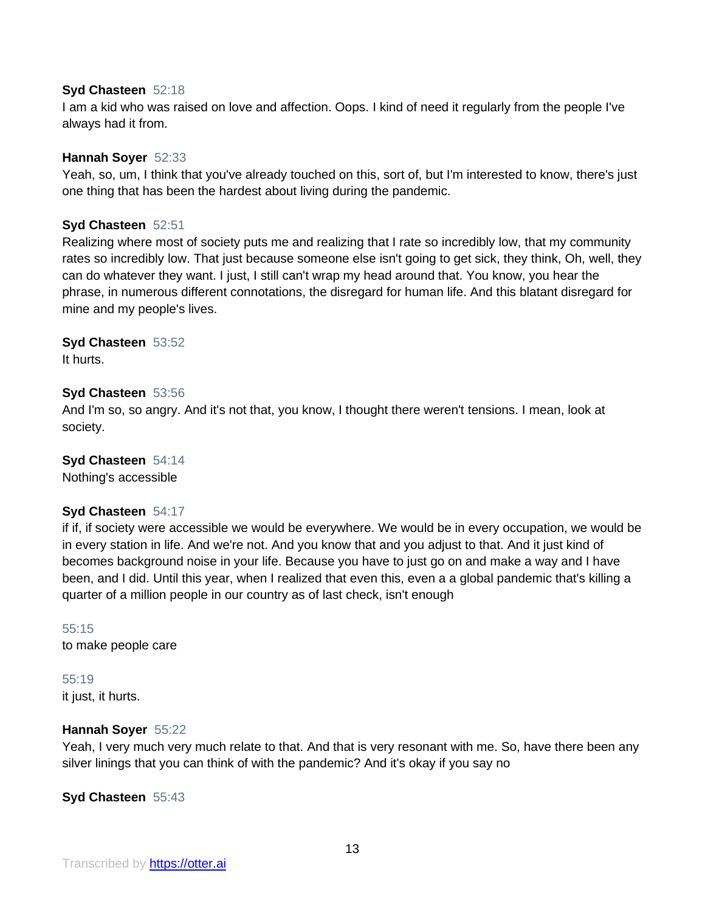**Syd Chasteen** 52:18
I am a kid who was raised on love and affection. Oops. I kind of need it regularly from the people I've always had it from.

**Hannah Soyer** 52:33
Yeah, so, um, I think that you've already touched on this, sort of, but I'm interested to know, there's just one thing that has been the hardest about living during the pandemic.

**Syd Chasteen** 52:51
Realizing where most of society puts me and realizing that I rate so incredibly low, that my community rates so incredibly low. That just because someone else isn't going to get sick, they think, Oh, well, they can do whatever they want. I just, I still can't wrap my head around that. You know, you hear the phrase, in numerous different connotations, the disregard for human life. And this blatant disregard for mine and my people's lives.

**Syd Chasteen** 53:52
It hurts.

**Syd Chasteen** 53:56
And I'm so, so angry. And it's not that, you know, I thought there weren't tensions. I mean, look at society.

**Syd Chasteen** 54:14
Nothing's accessible

**Syd Chasteen** 54:17
if if, if society were accessible we would be everywhere. We would be in every occupation, we would be in every station in life. And we're not. And you know that and you adjust to that. And it just kind of becomes background noise in your life. Because you have to just go on and make a way and I have been, and I did. Until this year, when I realized that even this, even a a global pandemic that's killing a quarter of a million people in our country as of last check, isn't enough

55:15
to make people care

55:19
it just, it hurts.

**Hannah Soyer** 55:22
Yeah, I very much very much relate to that. And that is very resonant with me. So, have there been any silver linings that you can think of with the pandemic? And it's okay if you say no

**Syd Chasteen** 55:43

Transcribed by https://otter.ai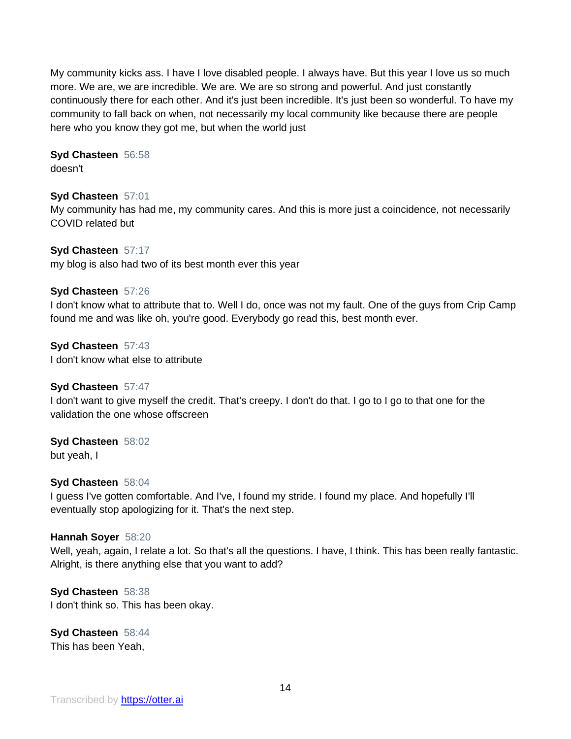My community kicks ass. I have I love disabled people. I always have. But this year I love us so much more. We are, we are incredible. We are. We are so strong and powerful. And just constantly continuously there for each other. And it's just been incredible. It's just been so wonderful. To have my community to fall back on when, not necessarily my local community like because there are people here who you know they got me, but when the world just

**Syd Chasteen** 56:58
doesn't

**Syd Chasteen** 57:01
My community has had me, my community cares. And this is more just a coincidence, not necessarily COVID related but

**Syd Chasteen** 57:17
my blog is also had two of its best month ever this year

**Syd Chasteen** 57:26
I don't know what to attribute that to. Well I do, once was not my fault. One of the guys from Crip Camp found me and was like oh, you're good. Everybody go read this, best month ever.

**Syd Chasteen** 57:43
I don't know what else to attribute

**Syd Chasteen** 57:47
I don't want to give myself the credit. That's creepy. I don't do that. I go to I go to that one for the validation the one whose offscreen

**Syd Chasteen** 58:02
but yeah, I

**Syd Chasteen** 58:04
I guess I've gotten comfortable. And I've, I found my stride. I found my place. And hopefully I'll eventually stop apologizing for it. That's the next step.

**Hannah Soyer** 58:20
Well, yeah, again, I relate a lot. So that's all the questions. I have, I think. This has been really fantastic. Alright, is there anything else that you want to add?

**Syd Chasteen** 58:38
I don't think so. This has been okay.

**Syd Chasteen** 58:44
This has been Yeah,

Transcribed by https://otter.ai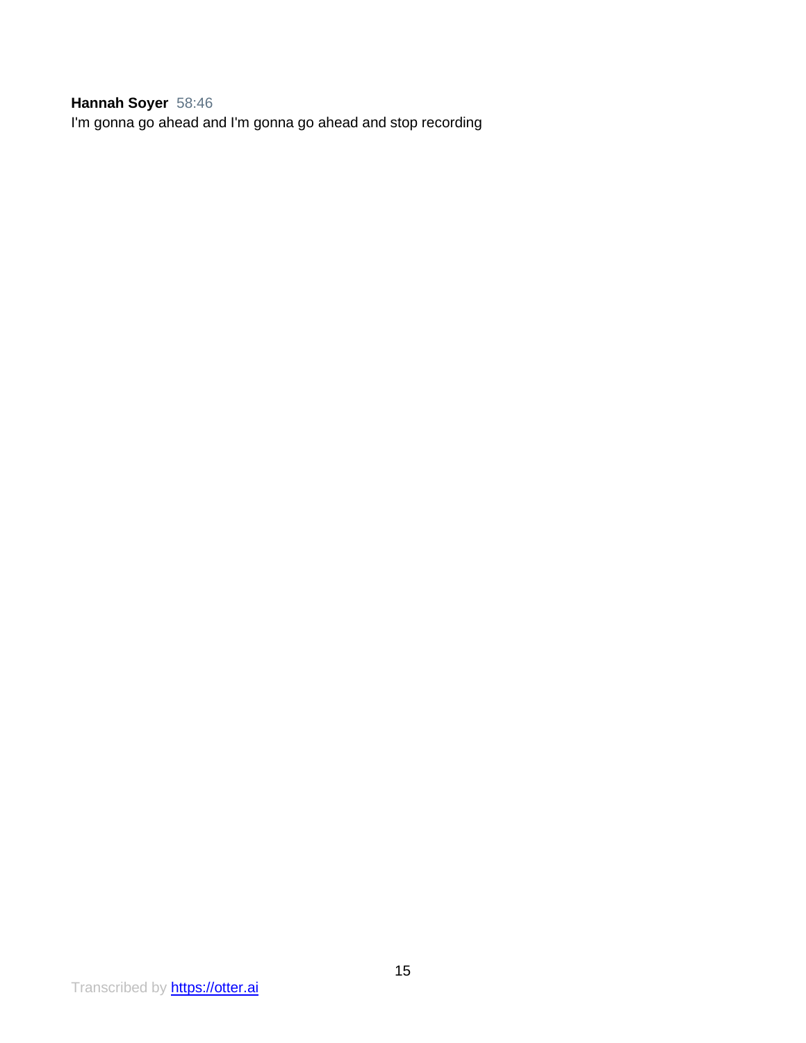**Hannah Soyer** 58:46
I'm gonna go ahead and I'm gonna go ahead and stop recording